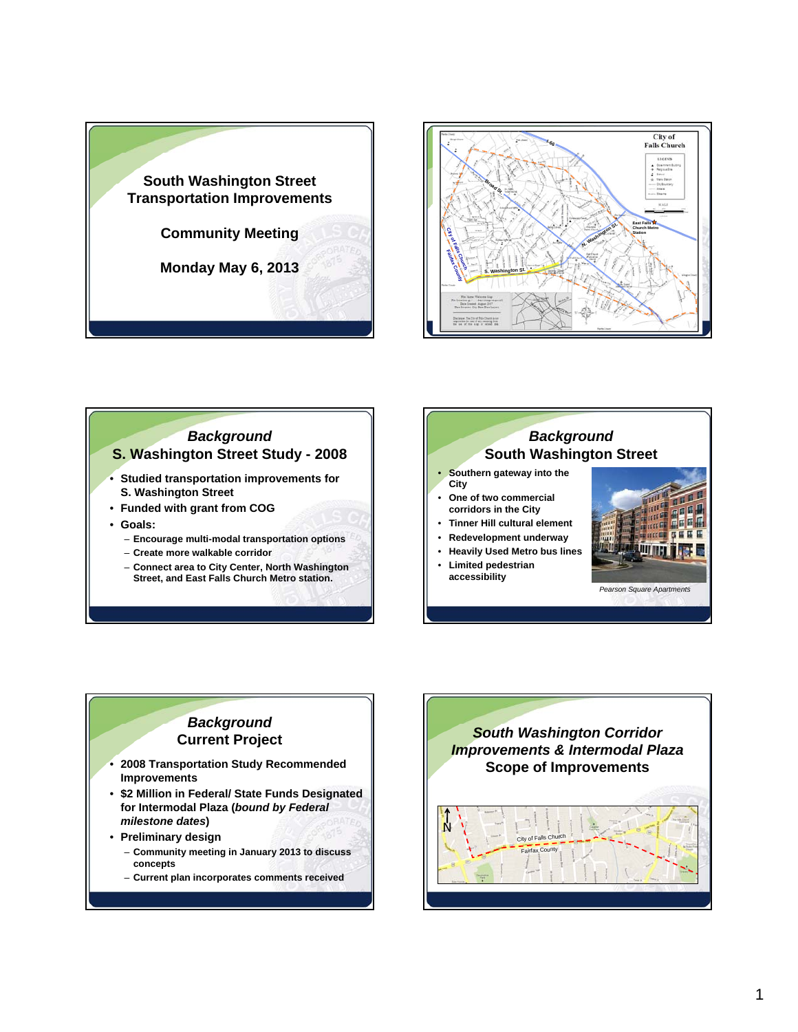# South Washington Street Transportation Improvements

## Community Meeting

## Monday May 6, 2013

---

City of Falls Church

I-66

Broad St.

N. Washington St.

East Falls Church Metro Station

S. Washington St.

City of Falls Church

Fairfax County

---

## *Background*
## S. Washington Street Study - 2008

- Studied transportation improvements for S. Washington Street
- Funded with grant from COG
- Goals:
  - Encourage multi-modal transportation options
  - Create more walkable corridor
  - Connect area to City Center, North Washington Street, and East Falls Church Metro station.

---

## *Background*
## South Washington Street

- Southern gateway into the City
- One of two commercial corridors in the City
- Tinner Hill cultural element
- Redevelopment underway
- Heavily Used Metro bus lines
- Limited pedestrian accessibility

*Pearson Square Apartments*

---

## *Background*
## Current Project

- 2008 Transportation Study Recommended Improvements
- $2 Million in Federal/ State Funds Designated for Intermodal Plaza (*bound by Federal milestone dates*)
- Preliminary design
  - Community meeting in January 2013 to discuss concepts
  - Current plan incorporates comments received

---

## *South Washington Corridor Improvements & Intermodal Plaza*
## Scope of Improvements

N

City of Falls Church

Fairfax County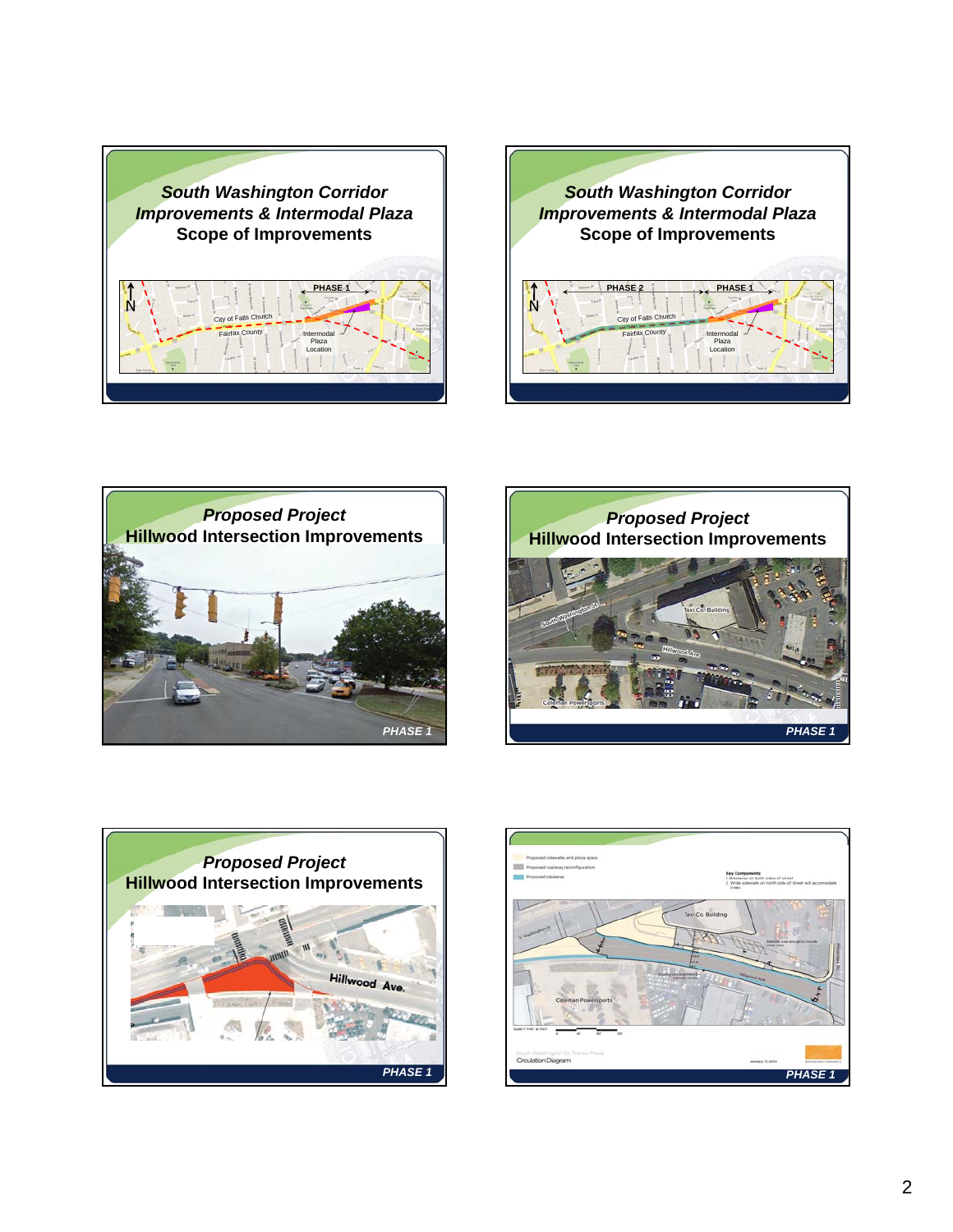## *South Washington Corridor Improvements & Intermodal Plaza*
## Scope of Improvements

PHASE 1

N

City of Falls Church

Fairfax County

Intermodal Plaza Location

## *South Washington Corridor Improvements & Intermodal Plaza*
## Scope of Improvements

PHASE 2

PHASE 1

N

City of Falls Church

Fairfax County

Intermodal Plaza Location

## *Proposed Project*
## Hillwood Intersection Improvements

PHASE 1

## *Proposed Project*
## Hillwood Intersection Improvements

South Washington St

Taxi Co Building

Hillwood Ave

Coleman Powersports

PHASE 1

## *Proposed Project*
## Hillwood Intersection Improvements

Hillwood Ave.

PHASE 1

Proposed sidewalks and plaza space

Proposed roadway reconfiguration

Proposed bikelanes

Key Components
1. Bikelanes on both sides of street
2. Wide sidewalk on north side of street will accomodate trees

Taxi Co Building

S Washington St

Hillwood Ave

Coleman Powersports

South Washington St. Transit Plaza

Circulation Diagram

PHASE 1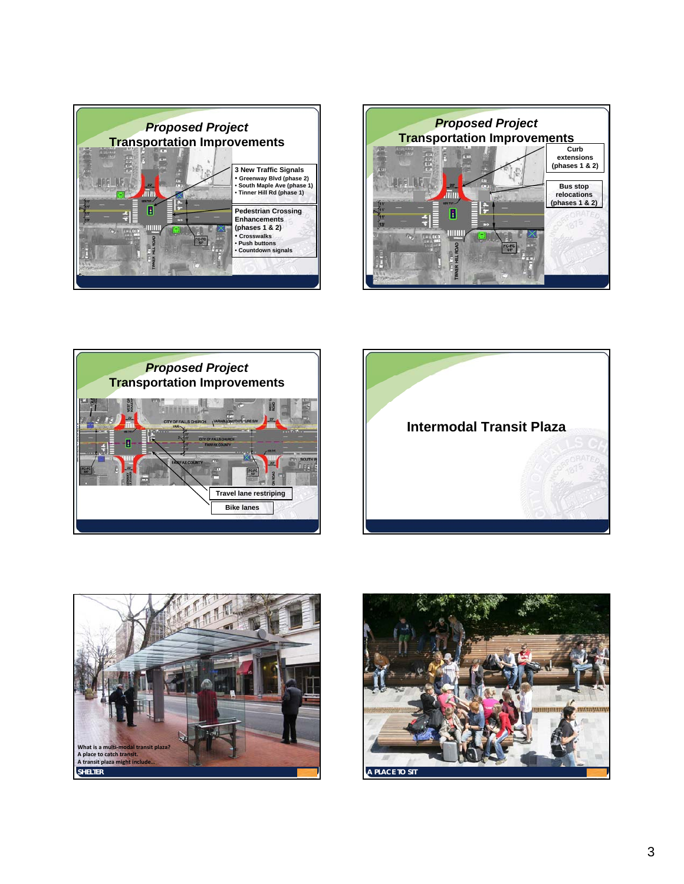## Proposed Project
## Transportation Improvements

**3 New Traffic Signals**
- Greenway Blvd (phase 2)
- South Maple Ave (phase 1)
- Tinner Hill Rd (phase 1)

**Pedestrian Crossing Enhancements (phases 1 & 2)**
- Crosswalks
- Push buttons
- Countdown signals

## Proposed Project
## Transportation Improvements

**Curb extensions (phases 1 & 2)**

**Bus stop relocations (phases 1 & 2)**

## Proposed Project
## Transportation Improvements

**Travel lane restriping**

**Bike lanes**

## Intermodal Transit Plaza

What is a multi-modal transit plaza?
A place to catch transit.
A transit plaza might include…

**SHELTER**

**A PLACE TO SIT**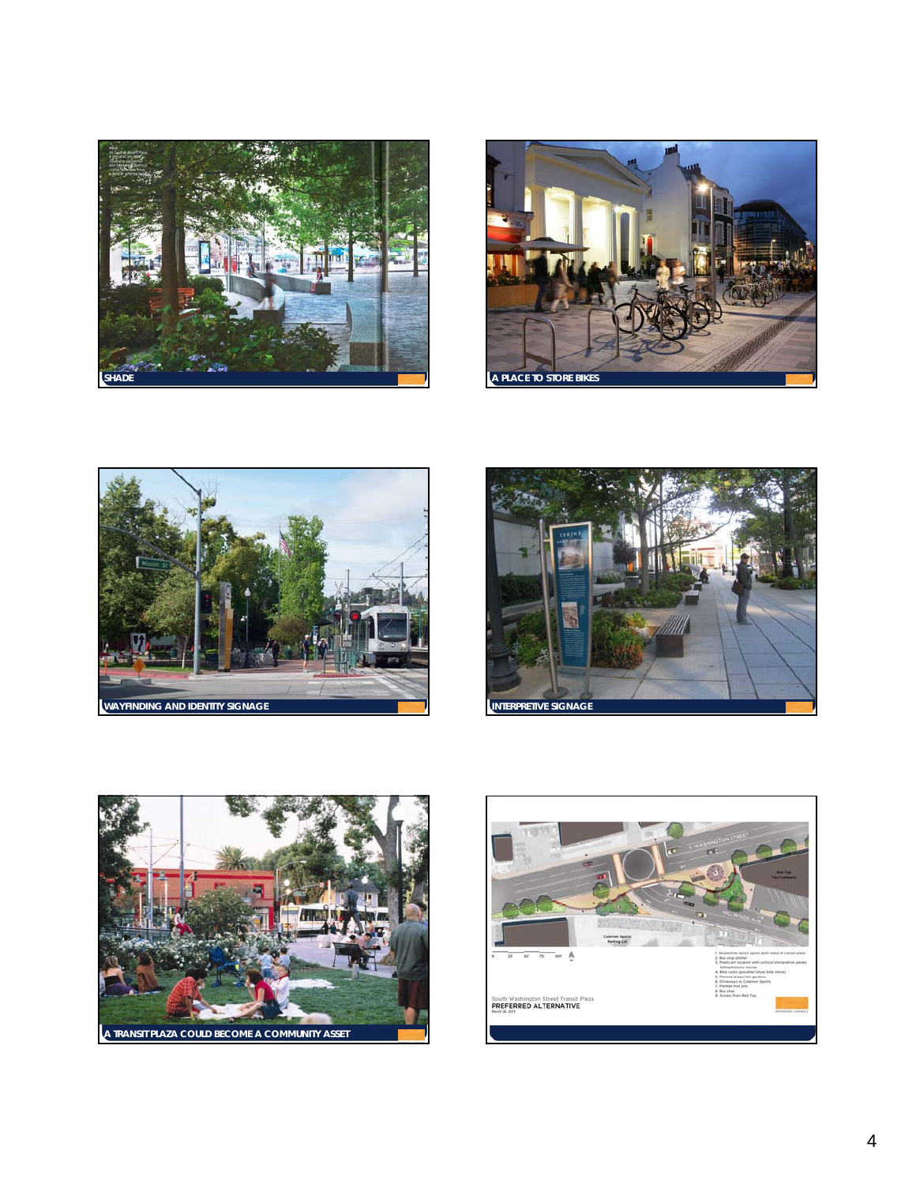SHADE

A PLACE TO STORE BIKES

WAYFINDING AND IDENTITY SIGNAGE

INTERPRETIVE SIGNAGE

A TRANSIT PLAZA COULD BECOME A COMMUNITY ASSET

South Washington Street Transit Plaza
PREFERRED ALTERNATIVE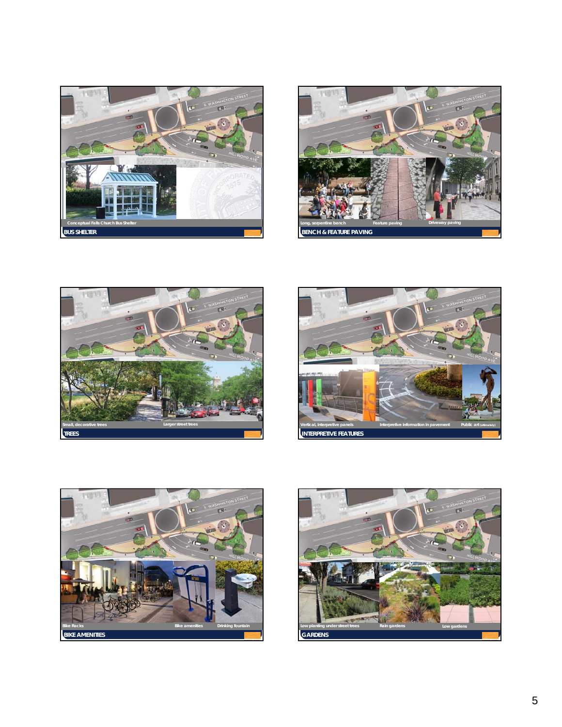Conceptual Falls Church Bus Shelter

**BUS SHELTER**

Long, serpentine bench

Feature paving

Driveway paving

**BENCH & FEATURE PAVING**

Small, decorative trees

Larger street trees

**TREES**

Vertical, interpretive panels

Interpretive information in pavement

Public art (ultimately)

**INTERPRETIVE FEATURES**

Bike Racks

Bike amenities

Drinking fountain

**BIKE AMENITIES**

Low planting under street trees

Rain gardens

Low gardens

**GARDENS**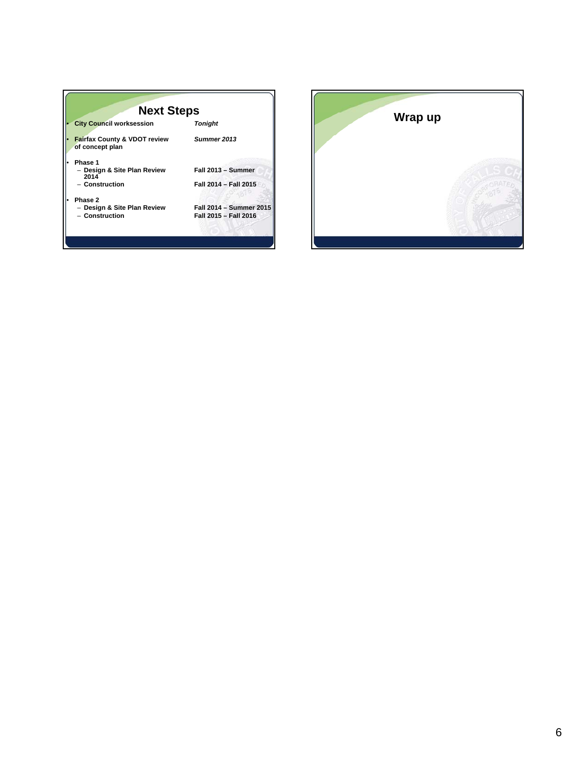## Next Steps

- City Council worksession — *Tonight*
- Fairfax County & VDOT review of concept plan — *Summer 2013*
- Phase 1
  - Design & Site Plan Review — Fall 2013 – Summer 2014
  - Construction — Fall 2014 – Fall 2015
- Phase 2
  - Design & Site Plan Review — Fall 2014 – Summer 2015
  - Construction — Fall 2015 – Fall 2016

## Wrap up